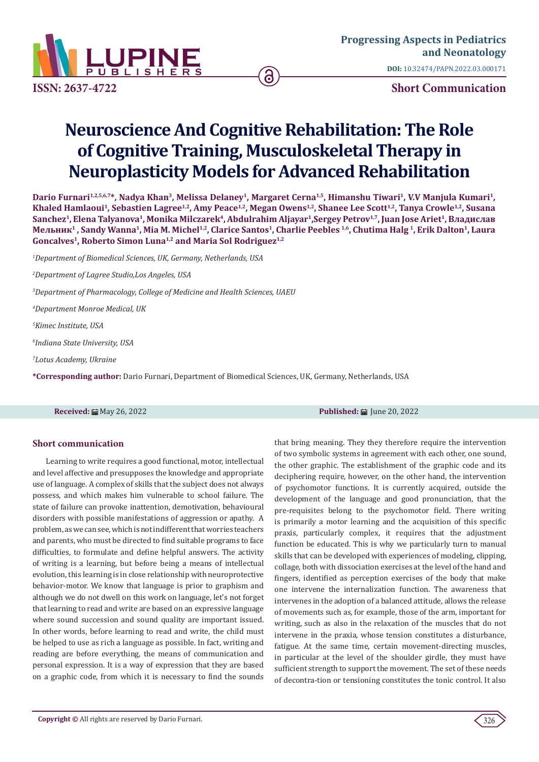ISSN: 2637-4722

**Progressing Aspects in Pediatrics and Neonatology**

**DOI:** 10.32474/PAPN.2022.03.000171

**Short Communication**

# Neuroscience And Cognitive Rehabilitation: The Role of Cognitive Training, Musculoskeletal Therapy in Neuroplasticity Models for Advanced Rehabilitation

**Dario Furnari[1,2,5,6,7]*, Nadya Khan[3], Melissa Delaney[1], Margaret Cerna[1,5], Himanshu Tiwari[1], V.V Manjula Kumari[1], Khaled Hamlaoui[1], Sebastien Lagree[1,2], Amy Peace[1,2], Megan Owens[1,2], Shanee Lee Scott[1,2], Tanya Crowle[1,2], Susana Sanchez[1], Elena Talyanova[1], Monika Milczarek[4], Abdulrahim Aljayar[1], Sergey Petrov[1,7], Juan Jose Ariet[1], Владислав Мельник[1], Sandy Wanna[1], Mia M. Michel[1,2], Clarice Santos[1], Charlie Peebles[1,6], Chutima Halg[1], Erik Dalton[1], Laura Goncalves[1], Roberto Simon Luna[1,2] and Maria Sol Rodriguez[1,2]**

*[1]Department of Biomedical Sciences, UK, Germany, Netherlands, USA*

*[2]Department of Lagree Studio, Los Angeles, USA*

*[3]Department of Pharmacology, College of Medicine and Health Sciences, UAEU*

*[4]Department Monroe Medical, UK*

*[5]Kimec Institute, USA*

*[6]Indiana State University, USA*

*[7]Lotus Academy, Ukraine*

**\*Corresponding author:** Dario Furnari, Department of Biomedical Sciences, UK, Germany, Netherlands, USA

**Received:** May 26, 2022 **Published:** June 20, 2022

## Short communication

Learning to write requires a good functional, motor, intellectual and level affective and presupposes the knowledge and appropriate use of language. A complex of skills that the subject does not always possess, and which makes him vulnerable to school failure. The state of failure can provoke inattention, demotivation, behavioural disorders with possible manifestations of aggression or apathy. A problem, as we can see, which is not indifferent that worries teachers and parents, who must be directed to find suitable programs to face difficulties, to formulate and define helpful answers. The activity of writing is a learning, but before being a means of intellectual evolution, this learning is in close relationship with neuroprotective behavior-motor. We know that language is prior to graphism and although we do not dwell on this work on language, let's not forget that learning to read and write are based on an expressive language where sound succession and sound quality are important issued. In other words, before learning to read and write, the child must be helped to use as rich a language as possible. In fact, writing and reading are before everything, the means of communication and personal expression. It is a way of expression that they are based on a graphic code, from which it is necessary to find the sounds that bring meaning. They they therefore require the intervention of two symbolic systems in agreement with each other, one sound, the other graphic. The establishment of the graphic code and its deciphering require, however, on the other hand, the intervention of psychomotor functions. It is currently acquired, outside the development of the language and good pronunciation, that the pre-requisites belong to the psychomotor field. There writing is primarily a motor learning and the acquisition of this specific praxis, particularly complex, it requires that the adjustment function be educated. This is why we particularly turn to manual skills that can be developed with experiences of modeling, clipping, collage, both with dissociation exercises at the level of the hand and fingers, identified as perception exercises of the body that make one intervene the internalization function. The awareness that intervenes in the adoption of a balanced attitude, allows the release of movements such as, for example, those of the arm, important for writing, such as also in the relaxation of the muscles that do not intervene in the praxia, whose tension constitutes a disturbance, fatigue. At the same time, certain movement-directing muscles, in particular at the level of the shoulder girdle, they must have sufficient strength to support the movement. The set of these needs of decontra-tion or tensioning constitutes the tonic control. It also

**Copyright ©** All rights are reserved by Dario Furnari.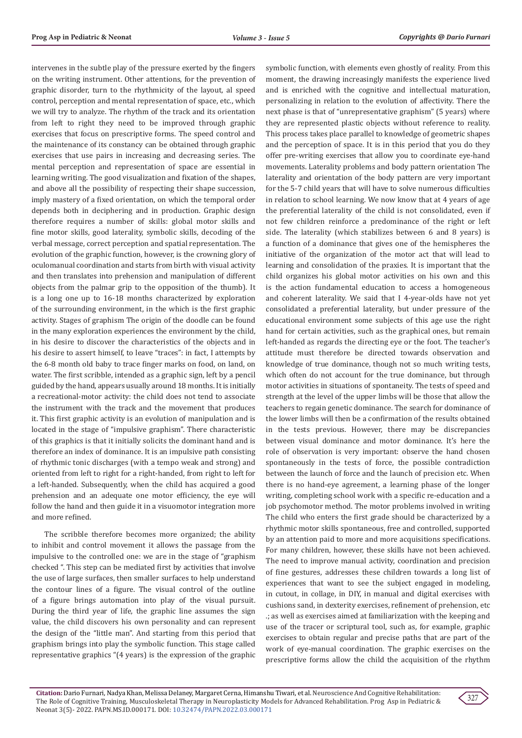intervenes in the subtle play of the pressure exerted by the fingers on the writing instrument. Other attentions, for the prevention of graphic disorder, turn to the rhythmicity of the layout, al speed control, perception and mental representation of space, etc., which we will try to analyze. The rhythm of the track and its orientation from left to right they need to be improved through graphic exercises that focus on prescriptive forms. The speed control and the maintenance of its constancy can be obtained through graphic exercises that use pairs in increasing and decreasing series. The mental perception and representation of space are essential in learning writing. The good visualization and fixation of the shapes, and above all the possibility of respecting their shape succession, imply mastery of a fixed orientation, on which the temporal order depends both in deciphering and in production. Graphic design therefore requires a number of skills: global motor skills and fine motor skills, good laterality, symbolic skills, decoding of the verbal message, correct perception and spatial representation. The evolution of the graphic function, however, is the crowning glory of oculomanual coordination and starts from birth with visual activity and then translates into prehension and manipulation of different objects from the palmar grip to the opposition of the thumb). It is a long one up to 16-18 months characterized by exploration of the surrounding environment, in the which is the first graphic activity. Stages of graphism The origin of the doodle can be found in the many exploration experiences the environment by the child, in his desire to discover the characteristics of the objects and in his desire to assert himself, to leave "traces": in fact, I attempts by the 6-8 month old baby to trace finger marks on food, on land, on water. The first scribble, intended as a graphic sign, left by a pencil guided by the hand, appears usually around 18 months. It is initially a recreational-motor activity: the child does not tend to associate the instrument with the track and the movement that produces it. This first graphic activity is an evolution of manipulation and is located in the stage of "impulsive graphism". There characteristic of this graphics is that it initially solicits the dominant hand and is therefore an index of dominance. It is an impulsive path consisting of rhythmic tonic discharges (with a tempo weak and strong) and oriented from left to right for a right-handed, from right to left for a left-handed. Subsequently, when the child has acquired a good prehension and an adequate one motor efficiency, the eye will follow the hand and then guide it in a visuomotor integration more and more refined.

The scribble therefore becomes more organized; the ability to inhibit and control movement it allows the passage from the impulsive to the controlled one: we are in the stage of "graphism checked ". This step can be mediated first by activities that involve the use of large surfaces, then smaller surfaces to help understand the contour lines of a figure. The visual control of the outline of a figure brings automation into play of the visual pursuit. During the third year of life, the graphic line assumes the sign value, the child discovers his own personality and can represent the design of the "little man". And starting from this period that graphism brings into play the symbolic function. This stage called representative graphics "(4 years) is the expression of the graphic symbolic function, with elements even ghostly of reality. From this moment, the drawing increasingly manifests the experience lived and is enriched with the cognitive and intellectual maturation, personalizing in relation to the evolution of affectivity. There the next phase is that of "unrepresentative graphism" (5 years) where they are represented plastic objects without reference to reality. This process takes place parallel to knowledge of geometric shapes and the perception of space. It is in this period that you do they offer pre-writing exercises that allow you to coordinate eye-hand movements. Laterality problems and body pattern orientation The laterality and orientation of the body pattern are very important for the 5-7 child years that will have to solve numerous difficulties in relation to school learning. We now know that at 4 years of age the preferential laterality of the child is not consolidated, even if not few children reinforce a predominance of the right or left side. The laterality (which stabilizes between 6 and 8 years) is a function of a dominance that gives one of the hemispheres the initiative of the organization of the motor act that will lead to learning and consolidation of the praxies. It is important that the child organizes his global motor activities on his own and this is the action fundamental education to access a homogeneous and coherent laterality. We said that I 4-year-olds have not yet consolidated a preferential laterality, but under pressure of the educational environment some subjects of this age use the right hand for certain activities, such as the graphical ones, but remain left-handed as regards the directing eye or the foot. The teacher's attitude must therefore be directed towards observation and knowledge of true dominance, though not so much writing tests, which often do not account for the true dominance, but through motor activities in situations of spontaneity. The tests of speed and strength at the level of the upper limbs will be those that allow the teachers to regain genetic dominance. The search for dominance of the lower limbs will then be a confirmation of the results obtained in the tests previous. However, there may be discrepancies between visual dominance and motor dominance. It's here the role of observation is very important: observe the hand chosen spontaneously in the tests of force, the possible contradiction between the launch of force and the launch of precision etc. When there is no hand-eye agreement, a learning phase of the longer writing, completing school work with a specific re-education and a job psychomotor method. The motor problems involved in writing The child who enters the first grade should be characterized by a rhythmic motor skills spontaneous, free and controlled, supported by an attention paid to more and more acquisitions specifications. For many children, however, these skills have not been achieved. The need to improve manual activity, coordination and precision of fine gestures, addresses these children towards a long list of experiences that want to see the subject engaged in modeling, in cutout, in collage, in DIY, in manual and digital exercises with cushions sand, in dexterity exercises, refinement of prehension, etc .; as well as exercises aimed at familiarization with the keeping and use of the tracer or scriptural tool, such as, for example, graphic exercises to obtain regular and precise paths that are part of the work of eye-manual coordination. The graphic exercises on the prescriptive forms allow the child the acquisition of the rhythm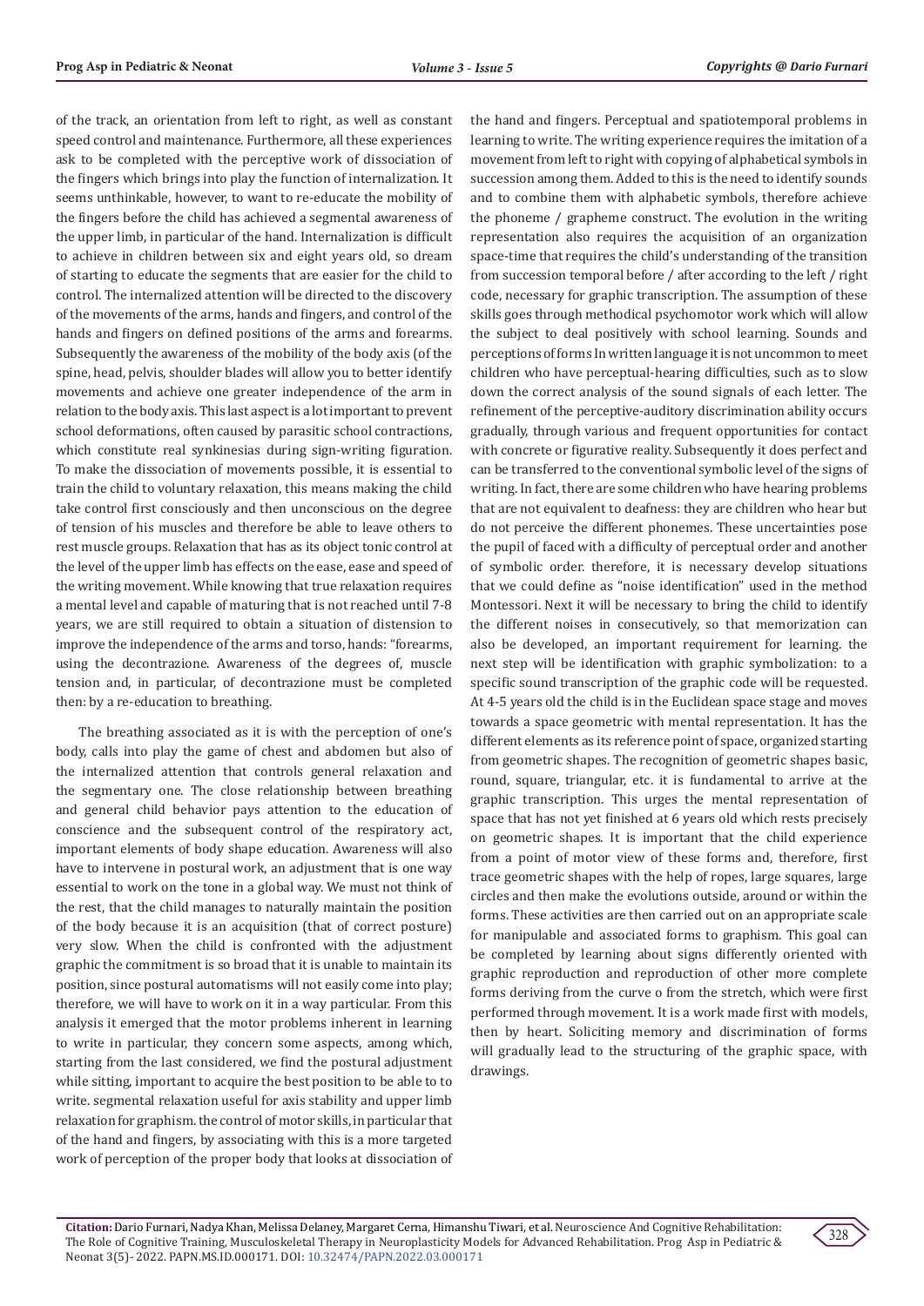of the track, an orientation from left to right, as well as constant speed control and maintenance. Furthermore, all these experiences ask to be completed with the perceptive work of dissociation of the fingers which brings into play the function of internalization. It seems unthinkable, however, to want to re-educate the mobility of the fingers before the child has achieved a segmental awareness of the upper limb, in particular of the hand. Internalization is difficult to achieve in children between six and eight years old, so dream of starting to educate the segments that are easier for the child to control. The internalized attention will be directed to the discovery of the movements of the arms, hands and fingers, and control of the hands and fingers on defined positions of the arms and forearms. Subsequently the awareness of the mobility of the body axis (of the spine, head, pelvis, shoulder blades will allow you to better identify movements and achieve one greater independence of the arm in relation to the body axis. This last aspect is a lot important to prevent school deformations, often caused by parasitic school contractions, which constitute real synkinesias during sign-writing figuration. To make the dissociation of movements possible, it is essential to train the child to voluntary relaxation, this means making the child take control first consciously and then unconscious on the degree of tension of his muscles and therefore be able to leave others to rest muscle groups. Relaxation that has as its object tonic control at the level of the upper limb has effects on the ease, ease and speed of the writing movement. While knowing that true relaxation requires a mental level and capable of maturing that is not reached until 7-8 years, we are still required to obtain a situation of distension to improve the independence of the arms and torso, hands: "forearms, using the decontrazione. Awareness of the degrees of, muscle tension and, in particular, of decontrazione must be completed then: by a re-education to breathing.

The breathing associated as it is with the perception of one's body, calls into play the game of chest and abdomen but also of the internalized attention that controls general relaxation and the segmentary one. The close relationship between breathing and general child behavior pays attention to the education of conscience and the subsequent control of the respiratory act, important elements of body shape education. Awareness will also have to intervene in postural work, an adjustment that is one way essential to work on the tone in a global way. We must not think of the rest, that the child manages to naturally maintain the position of the body because it is an acquisition (that of correct posture) very slow. When the child is confronted with the adjustment graphic the commitment is so broad that it is unable to maintain its position, since postural automatisms will not easily come into play; therefore, we will have to work on it in a way particular. From this analysis it emerged that the motor problems inherent in learning to write in particular, they concern some aspects, among which, starting from the last considered, we find the postural adjustment while sitting, important to acquire the best position to be able to to write. segmental relaxation useful for axis stability and upper limb relaxation for graphism. the control of motor skills, in particular that of the hand and fingers, by associating with this is a more targeted work of perception of the proper body that looks at dissociation of the hand and fingers. Perceptual and spatiotemporal problems in learning to write. The writing experience requires the imitation of a movement from left to right with copying of alphabetical symbols in succession among them. Added to this is the need to identify sounds and to combine them with alphabetic symbols, therefore achieve the phoneme / grapheme construct. The evolution in the writing representation also requires the acquisition of an organization space-time that requires the child's understanding of the transition from succession temporal before / after according to the left / right code, necessary for graphic transcription. The assumption of these skills goes through methodical psychomotor work which will allow the subject to deal positively with school learning. Sounds and perceptions of forms In written language it is not uncommon to meet children who have perceptual-hearing difficulties, such as to slow down the correct analysis of the sound signals of each letter. The refinement of the perceptive-auditory discrimination ability occurs gradually, through various and frequent opportunities for contact with concrete or figurative reality. Subsequently it does perfect and can be transferred to the conventional symbolic level of the signs of writing. In fact, there are some children who have hearing problems that are not equivalent to deafness: they are children who hear but do not perceive the different phonemes. These uncertainties pose the pupil of faced with a difficulty of perceptual order and another of symbolic order. therefore, it is necessary develop situations that we could define as "noise identification" used in the method Montessori. Next it will be necessary to bring the child to identify the different noises in consecutively, so that memorization can also be developed, an important requirement for learning. the next step will be identification with graphic symbolization: to a specific sound transcription of the graphic code will be requested. At 4-5 years old the child is in the Euclidean space stage and moves towards a space geometric with mental representation. It has the different elements as its reference point of space, organized starting from geometric shapes. The recognition of geometric shapes basic, round, square, triangular, etc. it is fundamental to arrive at the graphic transcription. This urges the mental representation of space that has not yet finished at 6 years old which rests precisely on geometric shapes. It is important that the child experience from a point of motor view of these forms and, therefore, first trace geometric shapes with the help of ropes, large squares, large circles and then make the evolutions outside, around or within the forms. These activities are then carried out on an appropriate scale for manipulable and associated forms to graphism. This goal can be completed by learning about signs differently oriented with graphic reproduction and reproduction of other more complete forms deriving from the curve o from the stretch, which were first performed through movement. It is a work made first with models, then by heart. Soliciting memory and discrimination of forms will gradually lead to the structuring of the graphic space, with drawings.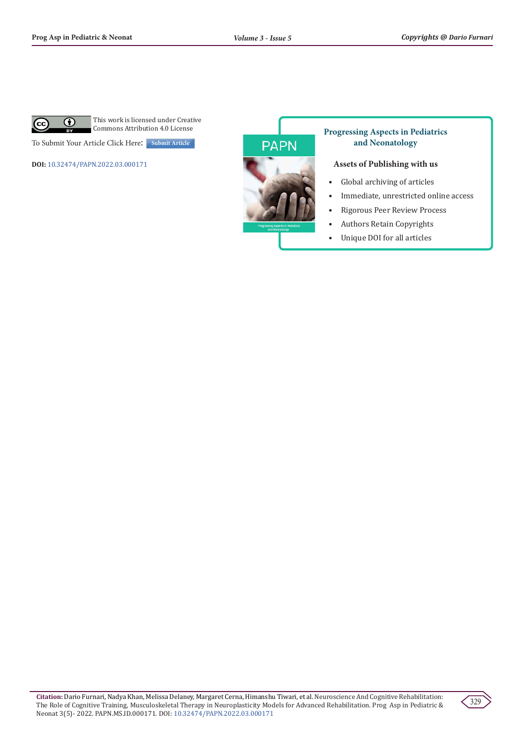This work is licensed under Creative Commons Attribution 4.0 License

To Submit Your Article Click Here: Submit Article

**DOI:** 10.32474/PAPN.2022.03.000171

**Progressing Aspects in Pediatrics and Neonatology**

**Assets of Publishing with us**

- Global archiving of articles
- Immediate, unrestricted online access
- Rigorous Peer Review Process
- Authors Retain Copyrights
- Unique DOI for all articles

**Citation:** Dario Furnari, Nadya Khan, Melissa Delaney, Margaret Cerna, Himanshu Tiwari, et al. Neuroscience And Cognitive Rehabilitation: The Role of Cognitive Training, Musculoskeletal Therapy in Neuroplasticity Models for Advanced Rehabilitation. Prog Asp in Pediatric & Neonat 3(5)- 2022. PAPN.MS.ID.000171. DOI: 10.32474/PAPN.2022.03.000171